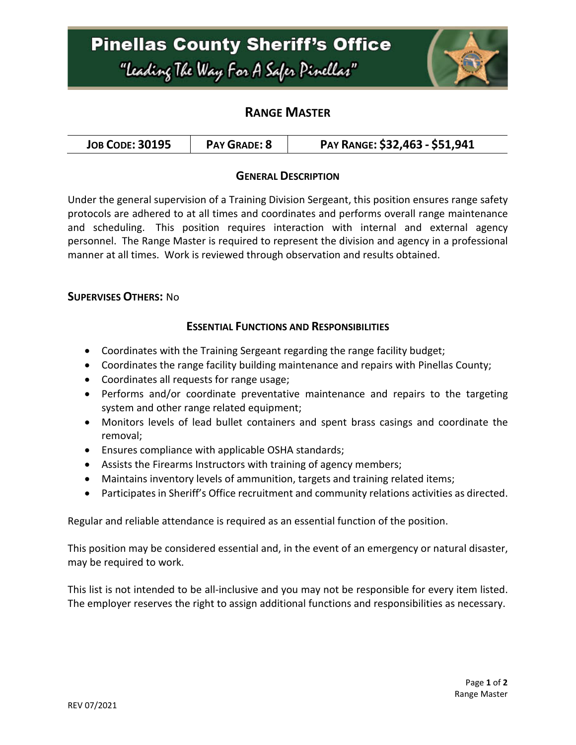# Pinellas County Sheriff's Office

"Leading The Way For A Safer Pinellas"

## RANGE MASTER

| JOB CODE: 30195 | PAY GRADE: 8 | PAY RANGE: $32,463 - $51,941 |
| --- | --- | --- |

### GENERAL DESCRIPTION

Under the general supervision of a Training Division Sergeant, this position ensures range safety protocols are adhered to at all times and coordinates and performs overall range maintenance and scheduling. This position requires interaction with internal and external agency personnel. The Range Master is required to represent the division and agency in a professional manner at all times. Work is reviewed through observation and results obtained.

**SUPERVISES OTHERS:** No

### ESSENTIAL FUNCTIONS AND RESPONSIBILITIES

- Coordinates with the Training Sergeant regarding the range facility budget;
- Coordinates the range facility building maintenance and repairs with Pinellas County;
- Coordinates all requests for range usage;
- Performs and/or coordinate preventative maintenance and repairs to the targeting system and other range related equipment;
- Monitors levels of lead bullet containers and spent brass casings and coordinate the removal;
- Ensures compliance with applicable OSHA standards;
- Assists the Firearms Instructors with training of agency members;
- Maintains inventory levels of ammunition, targets and training related items;
- Participates in Sheriff's Office recruitment and community relations activities as directed.

Regular and reliable attendance is required as an essential function of the position.

This position may be considered essential and, in the event of an emergency or natural disaster, may be required to work.

This list is not intended to be all-inclusive and you may not be responsible for every item listed. The employer reserves the right to assign additional functions and responsibilities as necessary.

REV 07/2021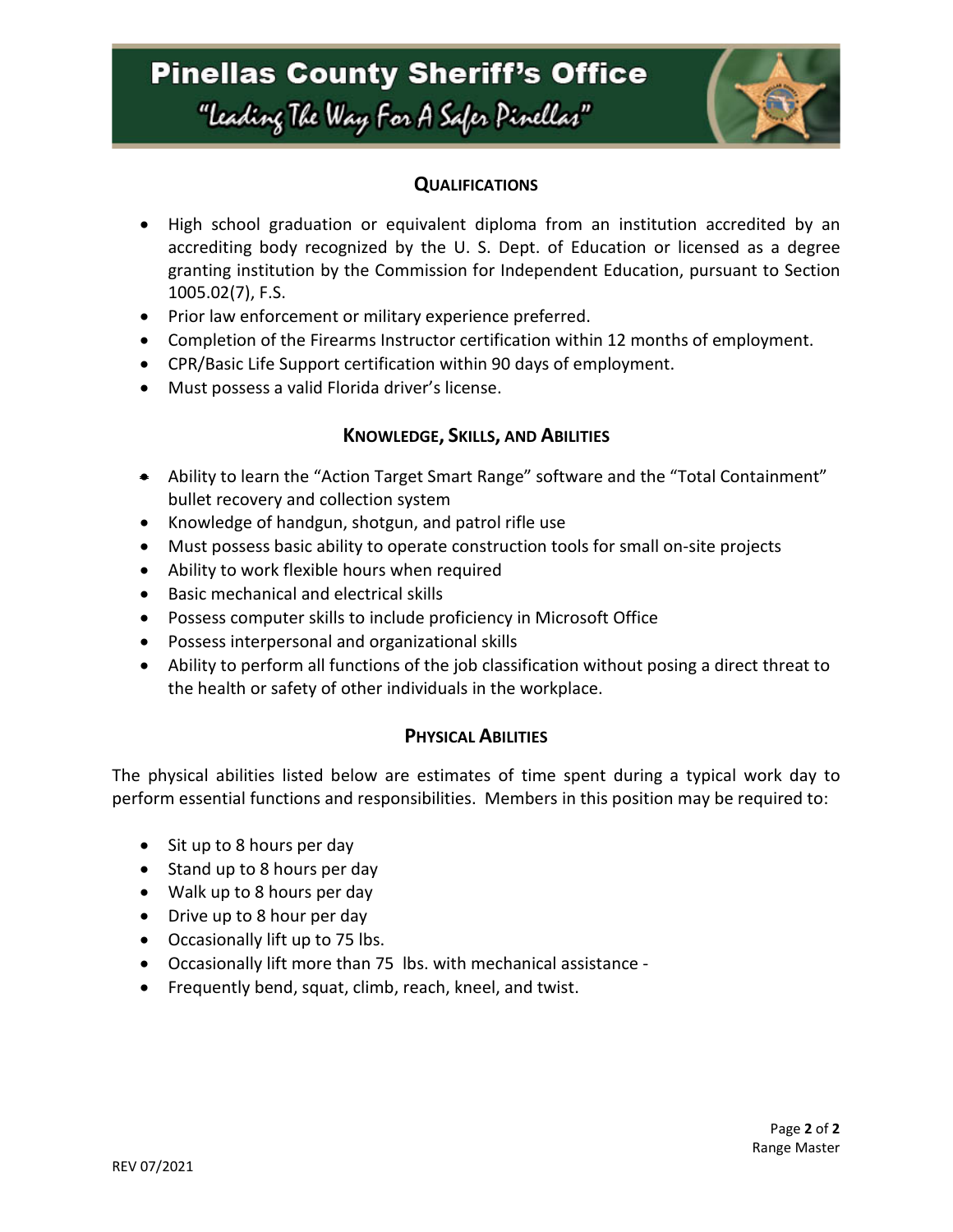## QUALIFICATIONS

- High school graduation or equivalent diploma from an institution accredited by an accrediting body recognized by the U. S. Dept. of Education or licensed as a degree granting institution by the Commission for Independent Education, pursuant to Section 1005.02(7), F.S.
- Prior law enforcement or military experience preferred.
- Completion of the Firearms Instructor certification within 12 months of employment.
- CPR/Basic Life Support certification within 90 days of employment.
- Must possess a valid Florida driver's license.

## KNOWLEDGE, SKILLS, AND ABILITIES

- Ability to learn the "Action Target Smart Range" software and the "Total Containment" bullet recovery and collection system
- Knowledge of handgun, shotgun, and patrol rifle use
- Must possess basic ability to operate construction tools for small on-site projects
- Ability to work flexible hours when required
- Basic mechanical and electrical skills
- Possess computer skills to include proficiency in Microsoft Office
- Possess interpersonal and organizational skills
- Ability to perform all functions of the job classification without posing a direct threat to the health or safety of other individuals in the workplace.

## PHYSICAL ABILITIES

The physical abilities listed below are estimates of time spent during a typical work day to perform essential functions and responsibilities. Members in this position may be required to:

- Sit up to 8 hours per day
- Stand up to 8 hours per day
- Walk up to 8 hours per day
- Drive up to 8 hour per day
- Occasionally lift up to 75 lbs.
- Occasionally lift more than 75 lbs. with mechanical assistance -
- Frequently bend, squat, climb, reach, kneel, and twist.

Range Master

REV 07/2021